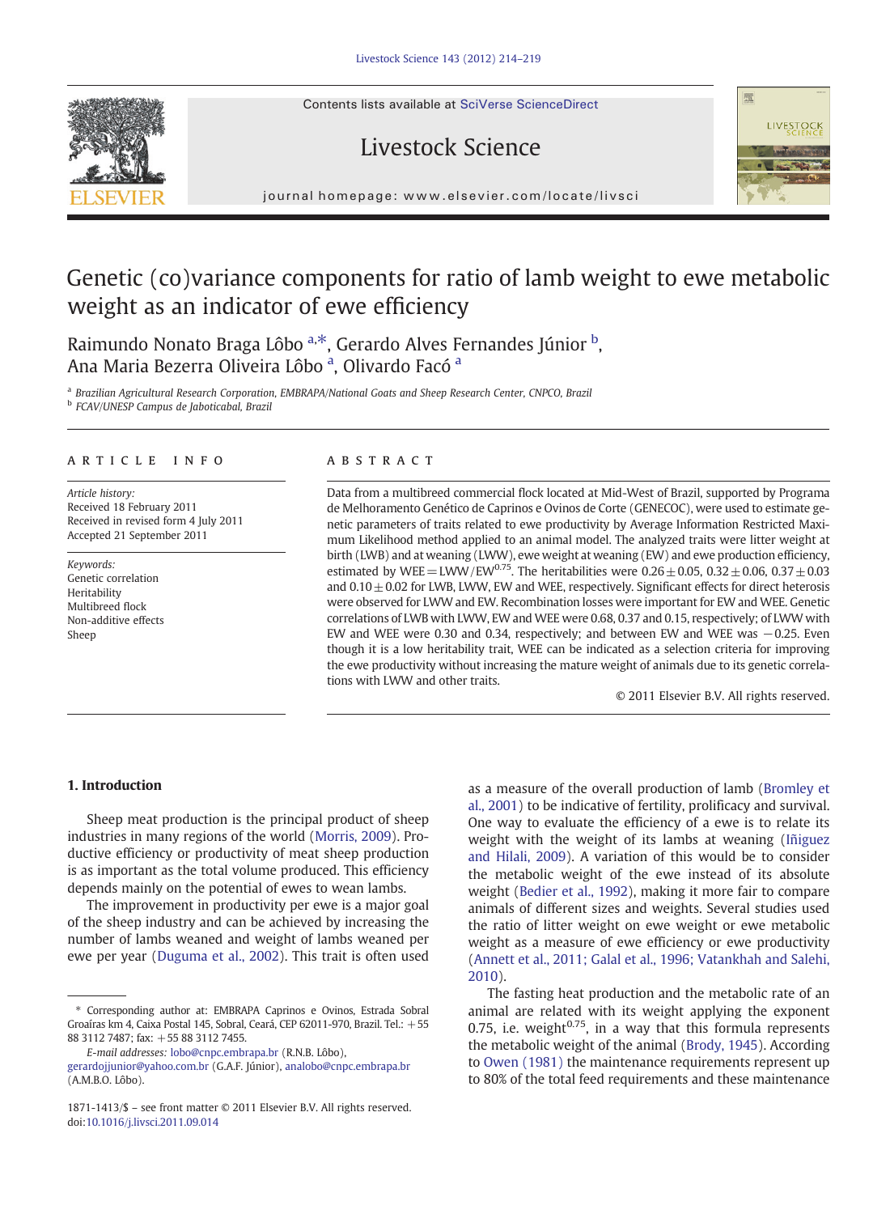# Genetic (co)variance components for ratio of lamb weight to ewe metabolic weight as an indicator of ewe efficiency

Raimundo Nonato Braga Lôbo [a,*], Gerardo Alves Fernandes Júnior [b], Ana Maria Bezerra Oliveira Lôbo [a], Olivardo Facó [a]

[a] Brazilian Agricultural Research Corporation, EMBRAPA/National Goats and Sheep Research Center, CNPCO, Brazil
[b] FCAV/UNESP Campus de Jaboticabal, Brazil

## ARTICLE INFO

*Article history:*
Received 18 February 2011
Received in revised form 4 July 2011
Accepted 21 September 2011

*Keywords:*
Genetic correlation
Heritability
Multibreed flock
Non-additive effects
Sheep

## ABSTRACT

Data from a multibreed commercial flock located at Mid-West of Brazil, supported by Programa de Melhoramento Genético de Caprinos e Ovinos de Corte (GENECOC), were used to estimate genetic parameters of traits related to ewe productivity by Average Information Restricted Maximum Likelihood method applied to an animal model. The analyzed traits were litter weight at birth (LWB) and at weaning (LWW), ewe weight at weaning (EW) and ewe production efficiency, estimated by WEE = LWW/EW$^{0.75}$. The heritabilities were $0.26 \pm 0.05$, $0.32 \pm 0.06$, $0.37 \pm 0.03$ and $0.10 \pm 0.02$ for LWB, LWW, EW and WEE, respectively. Significant effects for direct heterosis were observed for LWW and EW. Recombination losses were important for EW and WEE. Genetic correlations of LWB with LWW, EW and WEE were 0.68, 0.37 and 0.15, respectively; of LWW with EW and WEE were 0.30 and 0.34, respectively; and between EW and WEE was −0.25. Even though it is a low heritability trait, WEE can be indicated as a selection criteria for improving the ewe productivity without increasing the mature weight of animals due to its genetic correlations with LWW and other traits.

© 2011 Elsevier B.V. All rights reserved.

## 1. Introduction

Sheep meat production is the principal product of sheep industries in many regions of the world (Morris, 2009). Productive efficiency or productivity of meat sheep production is as important as the total volume produced. This efficiency depends mainly on the potential of ewes to wean lambs.

The improvement in productivity per ewe is a major goal of the sheep industry and can be achieved by increasing the number of lambs weaned and weight of lambs weaned per ewe per year (Duguma et al., 2002). This trait is often used as a measure of the overall production of lamb (Bromley et al., 2001) to be indicative of fertility, prolificacy and survival. One way to evaluate the efficiency of a ewe is to relate its weight with the weight of its lambs at weaning (Iñiguez and Hilali, 2009). A variation of this would be to consider the metabolic weight of the ewe instead of its absolute weight (Bedier et al., 1992), making it more fair to compare animals of different sizes and weights. Several studies used the ratio of litter weight on ewe weight or ewe metabolic weight as a measure of ewe efficiency or ewe productivity (Annett et al., 2011; Galal et al., 1996; Vatankhah and Salehi, 2010).

The fasting heat production and the metabolic rate of an animal are related with its weight applying the exponent 0.75, i.e. weight$^{0.75}$, in a way that this formula represents the metabolic weight of the animal (Brody, 1945). According to Owen (1981) the maintenance requirements represent up to 80% of the total feed requirements and these maintenance

\* Corresponding author at: EMBRAPA Caprinos e Ovinos, Estrada Sobral Groaíras km 4, Caixa Postal 145, Sobral, Ceará, CEP 62011-970, Brazil. Tel.: +55 88 3112 7487; fax: +55 88 3112 7455.

*E-mail addresses:* lobo@cnpc.embrapa.br (R.N.B. Lôbo), gerardojjunior@yahoo.com.br (G.A.F. Júnior), analobo@cnpc.embrapa.br (A.M.B.O. Lôbo).

1871-1413/$ – see front matter © 2011 Elsevier B.V. All rights reserved.
doi:10.1016/j.livsci.2011.09.014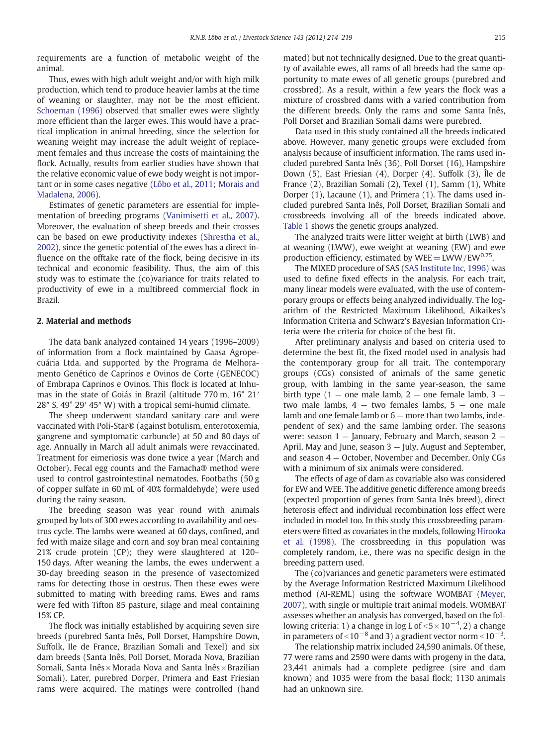requirements are a function of metabolic weight of the animal.

Thus, ewes with high adult weight and/or with high milk production, which tend to produce heavier lambs at the time of weaning or slaughter, may not be the most efficient. Schoeman (1996) observed that smaller ewes were slightly more efficient than the larger ewes. This would have a practical implication in animal breeding, since the selection for weaning weight may increase the adult weight of replacement females and thus increase the costs of maintaining the flock. Actually, results from earlier studies have shown that the relative economic value of ewe body weight is not important or in some cases negative (Lôbo et al., 2011; Morais and Madalena, 2006).

Estimates of genetic parameters are essential for implementation of breeding programs (Vanimisetti et al., 2007). Moreover, the evaluation of sheep breeds and their crosses can be based on ewe productivity indexes (Shrestha et al., 2002), since the genetic potential of the ewes has a direct influence on the offtake rate of the flock, being decisive in its technical and economic feasibility. Thus, the aim of this study was to estimate the (co)variance for traits related to productivity of ewe in a multibreed commercial flock in Brazil.

## 2. Material and methods

The data bank analyzed contained 14 years (1996–2009) of information from a flock maintained by Gaasa Agropecuária Ltda. and supported by the Programa de Melhoramento Genético de Caprinos e Ovinos de Corte (GENECOC) of Embrapa Caprinos e Ovinos. This flock is located at Inhumas in the state of Goiás in Brazil (altitude 770 m, 16° 21′ 28″ S, 49° 29′ 45″ W) with a tropical semi-humid climate.

The sheep underwent standard sanitary care and were vaccinated with Poli-Star® (against botulism, enterotoxemia, gangrene and symptomatic carbuncle) at 50 and 80 days of age. Annually in March all adult animals were revaccinated. Treatment for eimeriosis was done twice a year (March and October). Fecal egg counts and the Famacha® method were used to control gastrointestinal nematodes. Footbaths (50 g of copper sulfate in 60 mL of 40% formaldehyde) were used during the rainy season.

The breeding season was year round with animals grouped by lots of 300 ewes according to availability and oestrus cycle. The lambs were weaned at 60 days, confined, and fed with maize silage and corn and soy bran meal containing 21% crude protein (CP); they were slaughtered at 120–150 days. After weaning the lambs, the ewes underwent a 30-day breeding season in the presence of vasectomized rams for detecting those in oestrus. Then these ewes were submitted to mating with breeding rams. Ewes and rams were fed with Tifton 85 pasture, silage and meal containing 15% CP.

The flock was initially established by acquiring seven sire breeds (purebred Santa Inês, Poll Dorset, Hampshire Down, Suffolk, Ile de France, Brazilian Somali and Texel) and six dam breeds (Santa Inês, Poll Dorset, Morada Nova, Brazilian Somali, Santa Inês × Morada Nova and Santa Inês × Brazilian Somali). Later, purebred Dorper, Primera and East Friesian rams were acquired. The matings were controlled (hand mated) but not technically designed. Due to the great quantity of available ewes, all rams of all breeds had the same opportunity to mate ewes of all genetic groups (purebred and crossbred). As a result, within a few years the flock was a mixture of crossbred dams with a varied contribution from the different breeds. Only the rams and some Santa Inês, Poll Dorset and Brazilian Somali dams were purebred.

Data used in this study contained all the breeds indicated above. However, many genetic groups were excluded from analysis because of insufficient information. The rams used included purebred Santa Inês (36), Poll Dorset (16), Hampshire Down (5), East Friesian (4), Dorper (4), Suffolk (3), Île de France (2), Brazilian Somali (2), Texel (1), Samm (1), White Dorper (1), Lacaune (1), and Primera (1). The dams used included purebred Santa Inês, Poll Dorset, Brazilian Somali and crossbreeds involving all of the breeds indicated above. Table 1 shows the genetic groups analyzed.

The analyzed traits were litter weight at birth (LWB) and at weaning (LWW), ewe weight at weaning (EW) and ewe production efficiency, estimated by $WEE = LWW/EW^{0.75}$.

The MIXED procedure of SAS (SAS Institute Inc, 1996) was used to define fixed effects in the analysis. For each trait, many linear models were evaluated, with the use of contemporary groups or effects being analyzed individually. The logarithm of the Restricted Maximum Likelihood, Aikaikes's Information Criteria and Schwarz's Bayesian Information Criteria were the criteria for choice of the best fit.

After preliminary analysis and based on criteria used to determine the best fit, the fixed model used in analysis had the contemporary group for all trait. The contemporary groups (CGs) consisted of animals of the same genetic group, with lambing in the same year-season, the same birth type (1 — one male lamb, 2 — one female lamb, 3 — two male lambs, 4 — two females lambs, 5 — one male lamb and one female lamb or 6 — more than two lambs, independent of sex) and the same lambing order. The seasons were: season 1 — January, February and March, season 2 — April, May and June, season 3 — July, August and September, and season 4 — October, November and December. Only CGs with a minimum of six animals were considered.

The effects of age of dam as covariable also was considered for EW and WEE. The additive genetic difference among breeds (expected proportion of genes from Santa Inês breed), direct heterosis effect and individual recombination loss effect were included in model too. In this study this crossbreeding parameters were fitted as covariates in the models, following Hirooka et al. (1998). The crossbreeding in this population was completely random, i.e., there was no specific design in the breeding pattern used.

The (co)variances and genetic parameters were estimated by the Average Information Restricted Maximum Likelihood method (AI-REML) using the software WOMBAT (Meyer, 2007), with single or multiple trait animal models. WOMBAT assesses whether an analysis has converged, based on the following criteria: 1) a change in log L of $<5\times10^{-4}$, 2) a change in parameters of $<10^{-8}$ and 3) a gradient vector norm $<10^{-3}$.

The relationship matrix included 24,590 animals. Of these, 77 were rams and 2590 were dams with progeny in the data, 23,441 animals had a complete pedigree (sire and dam known) and 1035 were from the basal flock; 1130 animals had an unknown sire.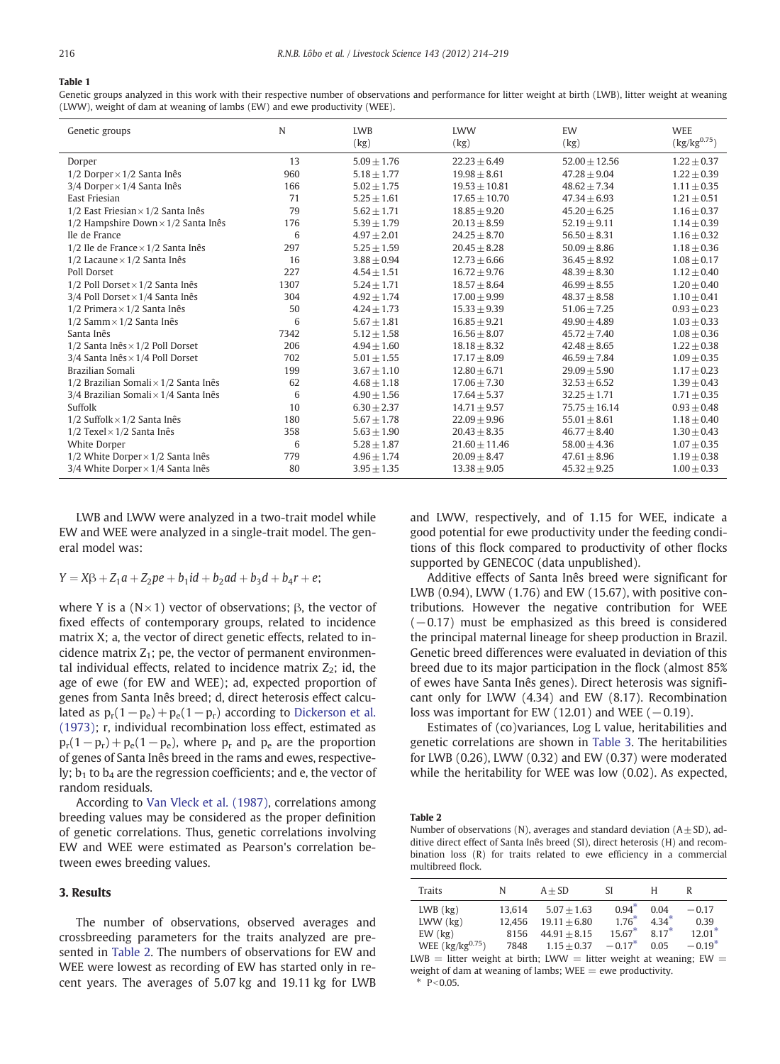**Table 1**

Genetic groups analyzed in this work with their respective number of observations and performance for litter weight at birth (LWB), litter weight at weaning (LWW), weight of dam at weaning of lambs (EW) and ewe productivity (WEE).

| Genetic groups | N | LWB (kg) | LWW (kg) | EW (kg) | WEE (kg/kg$^{0.75}$) |
|---|---|---|---|---|---|
| Dorper | 13 | 5.09 ± 1.76 | 22.23 ± 6.49 | 52.00 ± 12.56 | 1.22 ± 0.37 |
| 1/2 Dorper × 1/2 Santa Inês | 960 | 5.18 ± 1.77 | 19.98 ± 8.61 | 47.28 ± 9.04 | 1.22 ± 0.39 |
| 3/4 Dorper × 1/4 Santa Inês | 166 | 5.02 ± 1.75 | 19.53 ± 10.81 | 48.62 ± 7.34 | 1.11 ± 0.35 |
| East Friesian | 71 | 5.25 ± 1.61 | 17.65 ± 10.70 | 47.34 ± 6.93 | 1.21 ± 0.51 |
| 1/2 East Friesian × 1/2 Santa Inês | 79 | 5.62 ± 1.71 | 18.85 ± 9.20 | 45.20 ± 6.25 | 1.16 ± 0.37 |
| 1/2 Hampshire Down × 1/2 Santa Inês | 176 | 5.39 ± 1.79 | 20.13 ± 8.59 | 52.19 ± 9.11 | 1.14 ± 0.39 |
| Ile de France | 6 | 4.97 ± 2.01 | 24.25 ± 8.70 | 56.50 ± 8.31 | 1.16 ± 0.32 |
| 1/2 Ile de France × 1/2 Santa Inês | 297 | 5.25 ± 1.59 | 20.45 ± 8.28 | 50.09 ± 8.86 | 1.18 ± 0.36 |
| 1/2 Lacaune × 1/2 Santa Inês | 16 | 3.88 ± 0.94 | 12.73 ± 6.66 | 36.45 ± 8.92 | 1.08 ± 0.17 |
| Poll Dorset | 227 | 4.54 ± 1.51 | 16.72 ± 9.76 | 48.39 ± 8.30 | 1.12 ± 0.40 |
| 1/2 Poll Dorset × 1/2 Santa Inês | 1307 | 5.24 ± 1.71 | 18.57 ± 8.64 | 46.99 ± 8.55 | 1.20 ± 0.40 |
| 3/4 Poll Dorset × 1/4 Santa Inês | 304 | 4.92 ± 1.74 | 17.00 ± 9.99 | 48.37 ± 8.58 | 1.10 ± 0.41 |
| 1/2 Primera × 1/2 Santa Inês | 50 | 4.24 ± 1.73 | 15.33 ± 9.39 | 51.06 ± 7.25 | 0.93 ± 0.23 |
| 1/2 Samm × 1/2 Santa Inês | 6 | 5.67 ± 1.81 | 16.85 ± 9.21 | 49.90 ± 4.89 | 1.03 ± 0.33 |
| Santa Inês | 7342 | 5.12 ± 1.58 | 16.56 ± 8.07 | 45.72 ± 7.40 | 1.08 ± 0.36 |
| 1/2 Santa Inês × 1/2 Poll Dorset | 206 | 4.94 ± 1.60 | 18.18 ± 8.32 | 42.48 ± 8.65 | 1.22 ± 0.38 |
| 3/4 Santa Inês × 1/4 Poll Dorset | 702 | 5.01 ± 1.55 | 17.17 ± 8.09 | 46.59 ± 7.84 | 1.09 ± 0.35 |
| Brazilian Somali | 199 | 3.67 ± 1.10 | 12.80 ± 6.71 | 29.09 ± 5.90 | 1.17 ± 0.23 |
| 1/2 Brazilian Somali × 1/2 Santa Inês | 62 | 4.68 ± 1.18 | 17.06 ± 7.30 | 32.53 ± 6.52 | 1.39 ± 0.43 |
| 3/4 Brazilian Somali × 1/4 Santa Inês | 6 | 4.90 ± 1.56 | 17.64 ± 5.37 | 32.25 ± 1.71 | 1.71 ± 0.35 |
| Suffolk | 10 | 6.30 ± 2.37 | 14.71 ± 9.57 | 75.75 ± 16.14 | 0.93 ± 0.48 |
| 1/2 Suffolk × 1/2 Santa Inês | 180 | 5.67 ± 1.78 | 22.09 ± 9.96 | 55.01 ± 8.61 | 1.18 ± 0.40 |
| 1/2 Texel × 1/2 Santa Inês | 358 | 5.63 ± 1.90 | 20.43 ± 8.35 | 46.77 ± 8.40 | 1.30 ± 0.43 |
| White Dorper | 6 | 5.28 ± 1.87 | 21.60 ± 11.46 | 58.00 ± 4.36 | 1.07 ± 0.35 |
| 1/2 White Dorper × 1/2 Santa Inês | 779 | 4.96 ± 1.74 | 20.09 ± 8.47 | 47.61 ± 8.96 | 1.19 ± 0.38 |
| 3/4 White Dorper × 1/4 Santa Inês | 80 | 3.95 ± 1.35 | 13.38 ± 9.05 | 45.32 ± 9.25 | 1.00 ± 0.33 |

LWB and LWW were analyzed in a two-trait model while EW and WEE were analyzed in a single-trait model. The general model was:

$$Y = X\beta + Z_1 a + Z_2 pe + b_1 id + b_2 ad + b_3 d + b_4 r + e;$$

where Y is a $(N \times 1)$ vector of observations; $\beta$, the vector of fixed effects of contemporary groups, related to incidence matrix X; a, the vector of direct genetic effects, related to incidence matrix $Z_1$; pe, the vector of permanent environmental individual effects, related to incidence matrix $Z_2$; id, the age of ewe (for EW and WEE); ad, expected proportion of genes from Santa Inês breed; d, direct heterosis effect calculated as $p_r(1-p_e)+p_e(1-p_r)$ according to Dickerson et al. (1973); r, individual recombination loss effect, estimated as $p_r(1-p_r)+p_e(1-p_e)$, where $p_r$ and $p_e$ are the proportion of genes of Santa Inês breed in the rams and ewes, respectively; $b_1$ to $b_4$ are the regression coefficients; and e, the vector of random residuals.

According to Van Vleck et al. (1987), correlations among breeding values may be considered as the proper definition of genetic correlations. Thus, genetic correlations involving EW and WEE were estimated as Pearson's correlation between ewes breeding values.

## 3. Results

The number of observations, observed averages and crossbreeding parameters for the traits analyzed are presented in Table 2. The numbers of observations for EW and WEE were lowest as recording of EW has started only in recent years. The averages of 5.07 kg and 19.11 kg for LWB and LWW, respectively, and of 1.15 for WEE, indicate a good potential for ewe productivity under the feeding conditions of this flock compared to productivity of other flocks supported by GENECOC (data unpublished).

Additive effects of Santa Inês breed were significant for LWB (0.94), LWW (1.76) and EW (15.67), with positive contributions. However the negative contribution for WEE (−0.17) must be emphasized as this breed is considered the principal maternal lineage for sheep production in Brazil. Genetic breed differences were evaluated in deviation of this breed due to its major participation in the flock (almost 85% of ewes have Santa Inês genes). Direct heterosis was significant only for LWW (4.34) and EW (8.17). Recombination loss was important for EW (12.01) and WEE (−0.19).

Estimates of (co)variances, Log L value, heritabilities and genetic correlations are shown in Table 3. The heritabilities for LWB (0.26), LWW (0.32) and EW (0.37) were moderated while the heritability for WEE was low (0.02). As expected,

**Table 2**

Number of observations (N), averages and standard deviation (A ± SD), additive direct effect of Santa Inês breed (SI), direct heterosis (H) and recombination loss (R) for traits related to ewe efficiency in a commercial multibreed flock.

| Traits | N | A ± SD | SI | H | R |
|---|---|---|---|---|---|
| LWB (kg) | 13,614 | 5.07 ± 1.63 | 0.94* | 0.04 | −0.17 |
| LWW (kg) | 12,456 | 19.11 ± 6.80 | 1.76* | 4.34* | 0.39 |
| EW (kg) | 8156 | 44.91 ± 8.15 | 15.67* | 8.17* | 12.01* |
| WEE (kg/kg$^{0.75}$) | 7848 | 1.15 ± 0.37 | −0.17* | 0.05 | −0.19* |

LWB = litter weight at birth; LWW = litter weight at weaning; EW = weight of dam at weaning of lambs; WEE = ewe productivity.

* $P < 0.05$.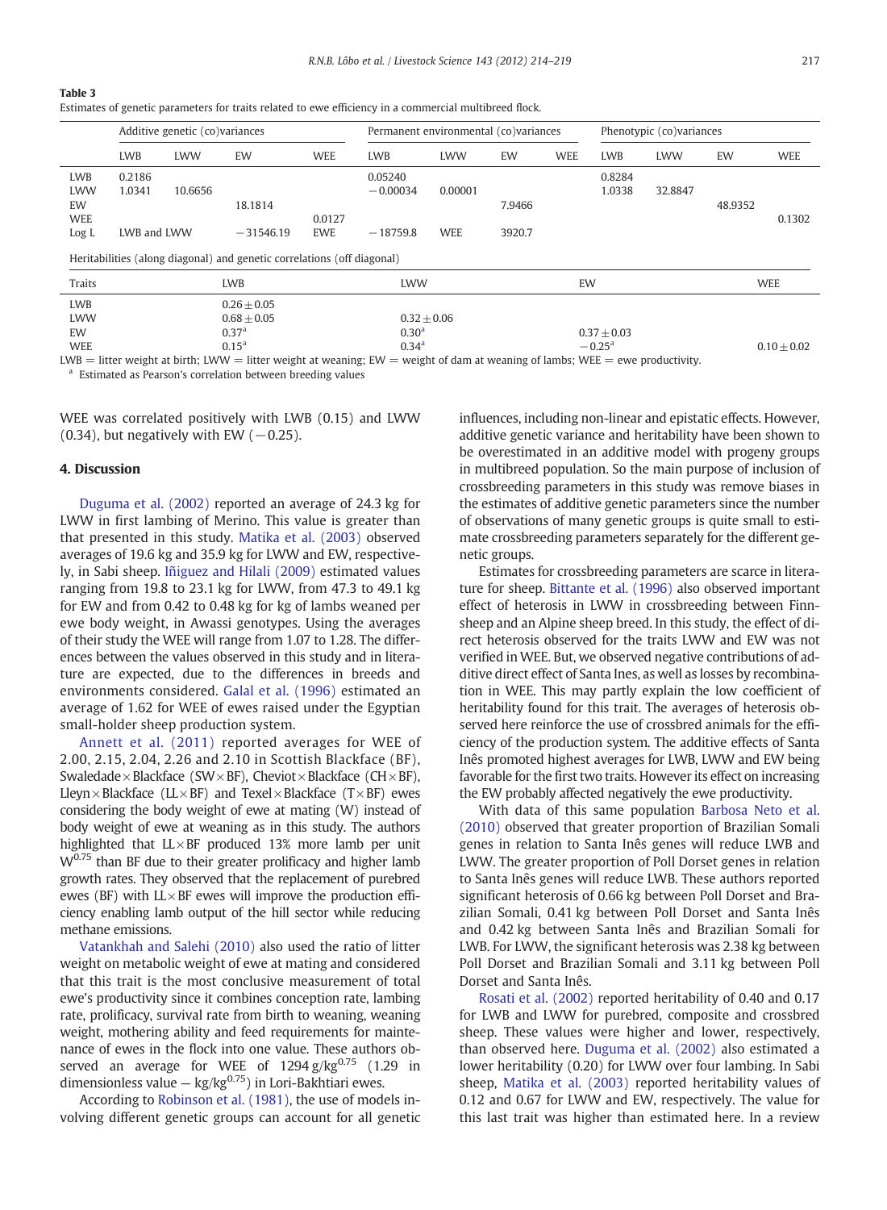**Table 3**
Estimates of genetic parameters for traits related to ewe efficiency in a commercial multibreed flock.

| | Additive genetic (co)variances | | | | Permanent environmental (co)variances | | | | Phenotypic (co)variances | | | |
|---|---|---|---|---|---|---|---|---|---|---|---|---|
| | LWB | LWW | EW | WEE | LWB | LWW | EW | WEE | LWB | LWW | EW | WEE |
| LWB | 0.2186 | | | | 0.05240 | | | | 0.8284 | | | |
| LWW | 1.0341 | 10.6656 | | | −0.00034 | 0.00001 | | | 1.0338 | 32.8847 | | |
| EW | | | 18.1814 | | | | 7.9466 | | | | 48.9352 | |
| WEE | | | | 0.0127 | | | | | | | | 0.1302 |
| Log L | LWB and LWW | | −31546.19 | EWE | −18759.8 | WEE | 3920.7 | | | | | |

Heritabilities (along diagonal) and genetic correlations (off diagonal)

| Traits | LWB | LWW | EW | WEE |
|---|---|---|---|---|
| LWB | 0.26 ± 0.05 | | | |
| LWW | 0.68 ± 0.05 | 0.32 ± 0.06 | | |
| EW | 0.37[a] | 0.30[a] | 0.37 ± 0.03 | |
| WEE | 0.15[a] | 0.34[a] | −0.25[a] | 0.10 ± 0.02 |

LWB = litter weight at birth; LWW = litter weight at weaning; EW = weight of dam at weaning of lambs; WEE = ewe productivity.
[a] Estimated as Pearson's correlation between breeding values

WEE was correlated positively with LWB (0.15) and LWW (0.34), but negatively with EW (−0.25).

## 4. Discussion

Duguma et al. (2002) reported an average of 24.3 kg for LWW in first lambing of Merino. This value is greater than that presented in this study. Matika et al. (2003) observed averages of 19.6 kg and 35.9 kg for LWW and EW, respectively, in Sabi sheep. Iñiguez and Hilali (2009) estimated values ranging from 19.8 to 23.1 kg for LWW, from 47.3 to 49.1 kg for EW and from 0.42 to 0.48 kg for kg of lambs weaned per ewe body weight, in Awassi genotypes. Using the averages of their study the WEE will range from 1.07 to 1.28. The differences between the values observed in this study and in literature are expected, due to the differences in breeds and environments considered. Galal et al. (1996) estimated an average of 1.62 for WEE of ewes raised under the Egyptian small-holder sheep production system.

Annett et al. (2011) reported averages for WEE of 2.00, 2.15, 2.04, 2.26 and 2.10 in Scottish Blackface (BF), Swaledade × Blackface (SW × BF), Cheviot × Blackface (CH × BF), Lleyn × Blackface (LL × BF) and Texel × Blackface (T × BF) ewes considering the body weight of ewe at mating (W) instead of body weight of ewe at weaning as in this study. The authors highlighted that LL × BF produced 13% more lamb per unit $W^{0.75}$ than BF due to their greater prolificacy and higher lamb growth rates. They observed that the replacement of purebred ewes (BF) with LL × BF ewes will improve the production efficiency enabling lamb output of the hill sector while reducing methane emissions.

Vatankhah and Salehi (2010) also used the ratio of litter weight on metabolic weight of ewe at mating and considered that this trait is the most conclusive measurement of total ewe's productivity since it combines conception rate, lambing rate, prolificacy, survival rate from birth to weaning, weaning weight, mothering ability and feed requirements for maintenance of ewes in the flock into one value. These authors observed an average for WEE of 1294 g/kg$^{0.75}$ (1.29 in dimensionless value — kg/kg$^{0.75}$) in Lori-Bakhtiari ewes.

According to Robinson et al. (1981), the use of models involving different genetic groups can account for all genetic influences, including non-linear and epistatic effects. However, additive genetic variance and heritability have been shown to be overestimated in an additive model with progeny groups in multibreed population. So the main purpose of inclusion of crossbreeding parameters in this study was remove biases in the estimates of additive genetic parameters since the number of observations of many genetic groups is quite small to estimate crossbreeding parameters separately for the different genetic groups.

Estimates for crossbreeding parameters are scarce in literature for sheep. Bittante et al. (1996) also observed important effect of heterosis in LWW in crossbreeding between Finnsheep and an Alpine sheep breed. In this study, the effect of direct heterosis observed for the traits LWW and EW was not verified in WEE. But, we observed negative contributions of additive direct effect of Santa Ines, as well as losses by recombination in WEE. This may partly explain the low coefficient of heritability found for this trait. The averages of heterosis observed here reinforce the use of crossbred animals for the efficiency of the production system. The additive effects of Santa Inês promoted highest averages for LWB, LWW and EW being favorable for the first two traits. However its effect on increasing the EW probably affected negatively the ewe productivity.

With data of this same population Barbosa Neto et al. (2010) observed that greater proportion of Brazilian Somali genes in relation to Santa Inês genes will reduce LWB and LWW. The greater proportion of Poll Dorset genes in relation to Santa Inês genes will reduce LWB. These authors reported significant heterosis of 0.66 kg between Poll Dorset and Brazilian Somali, 0.41 kg between Poll Dorset and Santa Inês and 0.42 kg between Santa Inês and Brazilian Somali for LWB. For LWW, the significant heterosis was 2.38 kg between Poll Dorset and Brazilian Somali and 3.11 kg between Poll Dorset and Santa Inês.

Rosati et al. (2002) reported heritability of 0.40 and 0.17 for LWB and LWW for purebred, composite and crossbred sheep. These values were higher and lower, respectively, than observed here. Duguma et al. (2002) also estimated a lower heritability (0.20) for LWW over four lambing. In Sabi sheep, Matika et al. (2003) reported heritability values of 0.12 and 0.67 for LWW and EW, respectively. The value for this last trait was higher than estimated here. In a review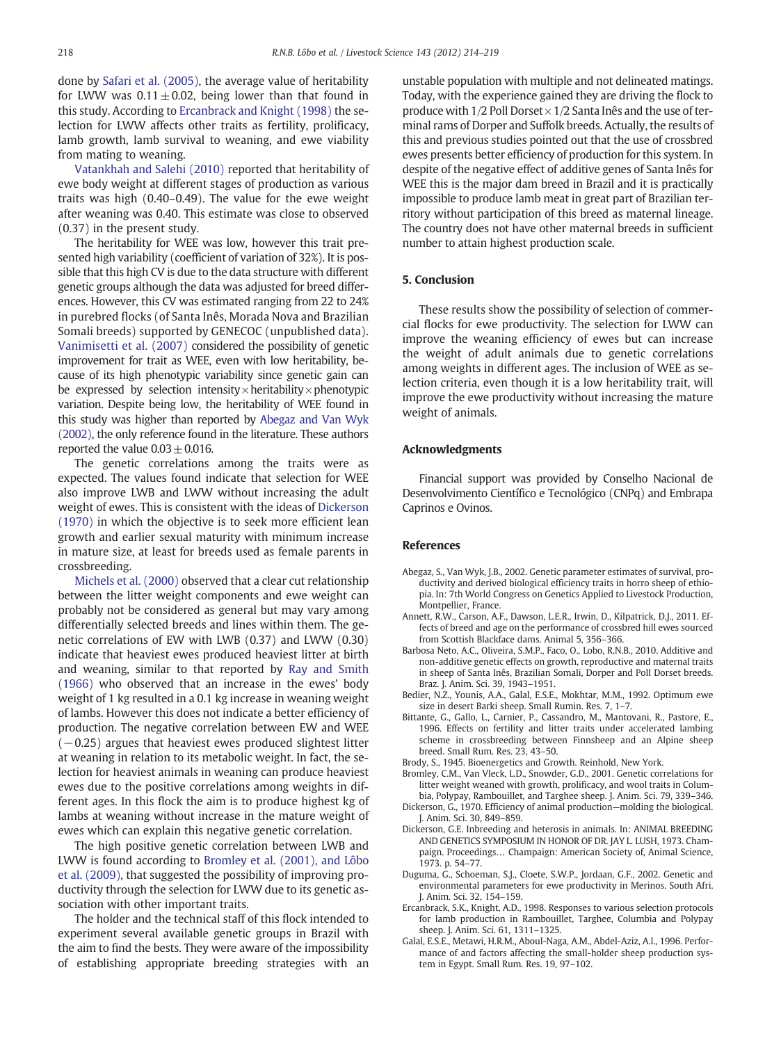done by Safari et al. (2005), the average value of heritability for LWW was $0.11 \pm 0.02$, being lower than that found in this study. According to Ercanbrack and Knight (1998) the selection for LWW affects other traits as fertility, prolificacy, lamb growth, lamb survival to weaning, and ewe viability from mating to weaning.

Vatankhah and Salehi (2010) reported that heritability of ewe body weight at different stages of production as various traits was high (0.40–0.49). The value for the ewe weight after weaning was 0.40. This estimate was close to observed (0.37) in the present study.

The heritability for WEE was low, however this trait presented high variability (coefficient of variation of 32%). It is possible that this high CV is due to the data structure with different genetic groups although the data was adjusted for breed differences. However, this CV was estimated ranging from 22 to 24% in purebred flocks (of Santa Inês, Morada Nova and Brazilian Somali breeds) supported by GENECOC (unpublished data). Vanimisetti et al. (2007) considered the possibility of genetic improvement for trait as WEE, even with low heritability, because of its high phenotypic variability since genetic gain can be expressed by selection intensity × heritability × phenotypic variation. Despite being low, the heritability of WEE found in this study was higher than reported by Abegaz and Van Wyk (2002), the only reference found in the literature. These authors reported the value $0.03 \pm 0.016$.

The genetic correlations among the traits were as expected. The values found indicate that selection for WEE also improve LWB and LWW without increasing the adult weight of ewes. This is consistent with the ideas of Dickerson (1970) in which the objective is to seek more efficient lean growth and earlier sexual maturity with minimum increase in mature size, at least for breeds used as female parents in crossbreeding.

Michels et al. (2000) observed that a clear cut relationship between the litter weight components and ewe weight can probably not be considered as general but may vary among differentially selected breeds and lines within them. The genetic correlations of EW with LWB (0.37) and LWW (0.30) indicate that heaviest ewes produced heaviest litter at birth and weaning, similar to that reported by Ray and Smith (1966) who observed that an increase in the ewes' body weight of 1 kg resulted in a 0.1 kg increase in weaning weight of lambs. However this does not indicate a better efficiency of production. The negative correlation between EW and WEE (−0.25) argues that heaviest ewes produced slightest litter at weaning in relation to its metabolic weight. In fact, the selection for heaviest animals in weaning can produce heaviest ewes due to the positive correlations among weights in different ages. In this flock the aim is to produce highest kg of lambs at weaning without increase in the mature weight of ewes which can explain this negative genetic correlation.

The high positive genetic correlation between LWB and LWW is found according to Bromley et al. (2001), and Lôbo et al. (2009), that suggested the possibility of improving productivity through the selection for LWW due to its genetic association with other important traits.

The holder and the technical staff of this flock intended to experiment several available genetic groups in Brazil with the aim to find the bests. They were aware of the impossibility of establishing appropriate breeding strategies with an unstable population with multiple and not delineated matings. Today, with the experience gained they are driving the flock to produce with 1/2 Poll Dorset × 1/2 Santa Inês and the use of terminal rams of Dorper and Suffolk breeds. Actually, the results of this and previous studies pointed out that the use of crossbred ewes presents better efficiency of production for this system. In despite of the negative effect of additive genes of Santa Inês for WEE this is the major dam breed in Brazil and it is practically impossible to produce lamb meat in great part of Brazilian territory without participation of this breed as maternal lineage. The country does not have other maternal breeds in sufficient number to attain highest production scale.

## 5. Conclusion

These results show the possibility of selection of commercial flocks for ewe productivity. The selection for LWW can improve the weaning efficiency of ewes but can increase the weight of adult animals due to genetic correlations among weights in different ages. The inclusion of WEE as selection criteria, even though it is a low heritability trait, will improve the ewe productivity without increasing the mature weight of animals.

## Acknowledgments

Financial support was provided by Conselho Nacional de Desenvolvimento Científico e Tecnológico (CNPq) and Embrapa Caprinos e Ovinos.

## References

Abegaz, S., Van Wyk, J.B., 2002. Genetic parameter estimates of survival, productivity and derived biological efficiency traits in horro sheep of ethiopia. In: 7th World Congress on Genetics Applied to Livestock Production, Montpellier, France.

Annett, R.W., Carson, A.F., Dawson, L.E.R., Irwin, D., Kilpatrick, D.J., 2011. Effects of breed and age on the performance of crossbred hill ewes sourced from Scottish Blackface dams. Animal 5, 356–366.

Barbosa Neto, A.C., Oliveira, S.M.P., Faco, O., Lobo, R.N.B., 2010. Additive and non-additive genetic effects on growth, reproductive and maternal traits in sheep of Santa Inês, Brazilian Somali, Dorper and Poll Dorset breeds. Braz. J. Anim. Sci. 39, 1943–1951.

Bedier, N.Z., Younis, A.A., Galal, E.S.E., Mokhtar, M.M., 1992. Optimum ewe size in desert Barki sheep. Small Rumin. Res. 7, 1–7.

Bittante, G., Gallo, L., Carnier, P., Cassandro, M., Mantovani, R., Pastore, E., 1996. Effects on fertility and litter traits under accelerated lambing scheme in crossbreeding between Finnsheep and an Alpine sheep breed. Small Rum. Res. 23, 43–50.

Brody, S., 1945. Bioenergetics and Growth. Reinhold, New York.

Bromley, C.M., Van Vleck, L.D., Snowder, G.D., 2001. Genetic correlations for litter weight weaned with growth, prolificacy, and wool traits in Columbia, Polypay, Rambouillet, and Targhee sheep. J. Anim. Sci. 79, 339–346.

Dickerson, G., 1970. Efficiency of animal production—molding the biological. J. Anim. Sci. 30, 849–859.

Dickerson, G.E. Inbreeding and heterosis in animals. In: ANIMAL BREEDING AND GENETICS SYMPOSIUM IN HONOR OF DR. JAY L. LUSH, 1973. Champaign. Proceedings… Champaign: American Society of, Animal Science, 1973. p. 54–77.

Duguma, G., Schoeman, S.J., Cloete, S.W.P., Jordaan, G.F., 2002. Genetic and environmental parameters for ewe productivity in Merinos. South Afri. J. Anim. Sci. 32, 154–159.

Ercanbrack, S.K., Knight, A.D., 1998. Responses to various selection protocols for lamb production in Rambouillet, Targhee, Columbia and Polypay sheep. J. Anim. Sci. 61, 1311–1325.

Galal, E.S.E., Metawi, H.R.M., Aboul-Naga, A.M., Abdel-Aziz, A.I., 1996. Performance of and factors affecting the small-holder sheep production system in Egypt. Small Rum. Res. 19, 97–102.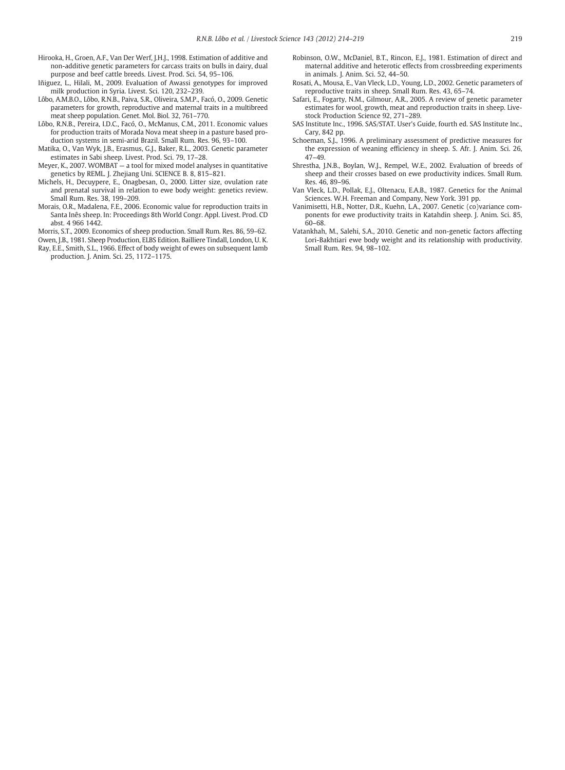Hirooka, H., Groen, A.F., Van Der Werf, J.H.J., 1998. Estimation of additive and non-additive genetic parameters for carcass traits on bulls in dairy, dual purpose and beef cattle breeds. Livest. Prod. Sci. 54, 95–106.

Iñiguez, L., Hilali, M., 2009. Evaluation of Awassi genotypes for improved milk production in Syria. Livest. Sci. 120, 232–239.

Lôbo, A.M.B.O., Lôbo, R.N.B., Paiva, S.R., Oliveira, S.M.P., Facó, O., 2009. Genetic parameters for growth, reproductive and maternal traits in a multibreed meat sheep population. Genet. Mol. Biol. 32, 761–770.

Lôbo, R.N.B., Pereira, I.D.C., Facó, O., McManus, C.M., 2011. Economic values for production traits of Morada Nova meat sheep in a pasture based production systems in semi-arid Brazil. Small Rum. Res. 96, 93–100.

Matika, O., Van Wyk, J.B., Erasmus, G.J., Baker, R.L., 2003. Genetic parameter estimates in Sabi sheep. Livest. Prod. Sci. 79, 17–28.

Meyer, K., 2007. WOMBAT — a tool for mixed model analyses in quantitative genetics by REML. J. Zhejiang Uni. SCIENCE B. 8, 815–821.

Michels, H., Decuypere, E., Onagbesan, O., 2000. Litter size, ovulation rate and prenatal survival in relation to ewe body weight: genetics review. Small Rum. Res. 38, 199–209.

Morais, O.R., Madalena, F.E., 2006. Economic value for reproduction traits in Santa Inês sheep. In: Proceedings 8th World Congr. Appl. Livest. Prod. CD abst. 4 966 1442.

Morris, S.T., 2009. Economics of sheep production. Small Rum. Res. 86, 59–62.

Owen, J.B., 1981. Sheep Production, ELBS Edition. Bailliere Tindall, London, U. K.

Ray, E.E., Smith, S.L., 1966. Effect of body weight of ewes on subsequent lamb production. J. Anim. Sci. 25, 1172–1175.

Robinson, O.W., McDaniel, B.T., Rincon, E.J., 1981. Estimation of direct and maternal additive and heterotic effects from crossbreeding experiments in animals. J. Anim. Sci. 52, 44–50.

Rosati, A., Mousa, E., Van Vleck, L.D., Young, L.D., 2002. Genetic parameters of reproductive traits in sheep. Small Rum. Res. 43, 65–74.

Safari, E., Fogarty, N.M., Gilmour, A.R., 2005. A review of genetic parameter estimates for wool, growth, meat and reproduction traits in sheep. Livestock Production Science 92, 271–289.

SAS Institute Inc., 1996. SAS/STAT. User's Guide, fourth ed. SAS Institute Inc., Cary, 842 pp.

Schoeman, S.J., 1996. A preliminary assessment of predictive measures for the expression of weaning efficiency in sheep. S. Afr. J. Anim. Sci. 26, 47–49.

Shrestha, J.N.B., Boylan, W.J., Rempel, W.E., 2002. Evaluation of breeds of sheep and their crosses based on ewe productivity indices. Small Rum. Res. 46, 89–96.

Van Vleck, L.D., Pollak, E.J., Oltenacu, E.A.B., 1987. Genetics for the Animal Sciences. W.H. Freeman and Company, New York. 391 pp.

Vanimisetti, H.B., Notter, D.R., Kuehn, L.A., 2007. Genetic (co)variance components for ewe productivity traits in Katahdin sheep. J. Anim. Sci. 85, 60–68.

Vatankhah, M., Salehi, S.A., 2010. Genetic and non-genetic factors affecting Lori-Bakhtiari ewe body weight and its relationship with productivity. Small Rum. Res. 94, 98–102.